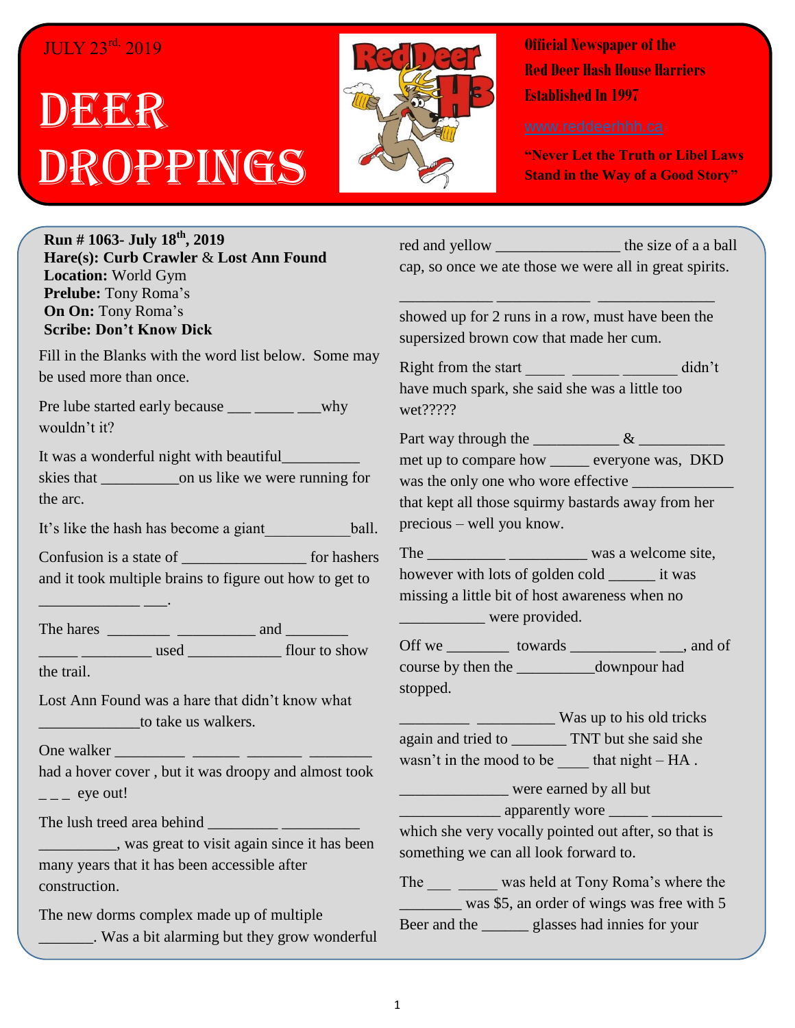JULY 23rd, 2019

# DEER DROPPINGS

**Official Newspaper of the Red Deer Hash House Harriers Established In 1997**

www.reddeerhhh.ca

**"Never Let the Truth or Libel Laws Stand in the Way of a Good Story"**

**Run # 1063- July 18th, 2019**
**Hare(s): Curb Crawler** & **Lost Ann Found**
**Location:** World Gym
**Prelube:** Tony Roma's
**On On:** Tony Roma's
**Scribe: Don't Know Dick**

Fill in the Blanks with the word list below. Some may be used more than once.

Pre lube started early because ___ _____ ___why wouldn't it?

It was a wonderful night with beautiful__________ skies that __________on us like we were running for the arc.

It's like the hash has become a giant___________ball.

Confusion is a state of ________________ for hashers and it took multiple brains to figure out how to get to _____________ ___.

The hares ________ __________ and ________ _____ _________ used ____________ flour to show the trail.

Lost Ann Found was a hare that didn't know what _____________to take us walkers.

One walker _________ ______ _______ ________ had a hover cover , but it was droopy and almost took _ _ _ eye out!

The lush treed area behind _________ __________ __________, was great to visit again since it has been many years that it has been accessible after construction.

The new dorms complex made up of multiple _______. Was a bit alarming but they grow wonderful red and yellow ________________ the size of a a ball cap, so once we ate those we were all in great spirits.

____________ ____________ _______________ showed up for 2 runs in a row, must have been the supersized brown cow that made her cum.

Right from the start _____ ______ _______ didn't have much spark, she said she was a little too wet?????

Part way through the ___________ & ___________ met up to compare how _____ everyone was, DKD was the only one who wore effective _____________ that kept all those squirmy bastards away from her precious – well you know.

The __________ __________ was a welcome site, however with lots of golden cold ______ it was missing a little bit of host awareness when no __________ were provided.

Off we ________ towards ___________ ___, and of course by then the __________downpour had stopped.

_________ __________ Was up to his old tricks again and tried to _______ TNT but she said she wasn't in the mood to be ____ that night – HA .

______________ were earned by all but _____________ apparently wore _____ _________ which she very vocally pointed out after, so that is something we can all look forward to.

The ___ _____ was held at Tony Roma's where the ________ was $5, an order of wings was free with 5 Beer and the ______ glasses had innies for your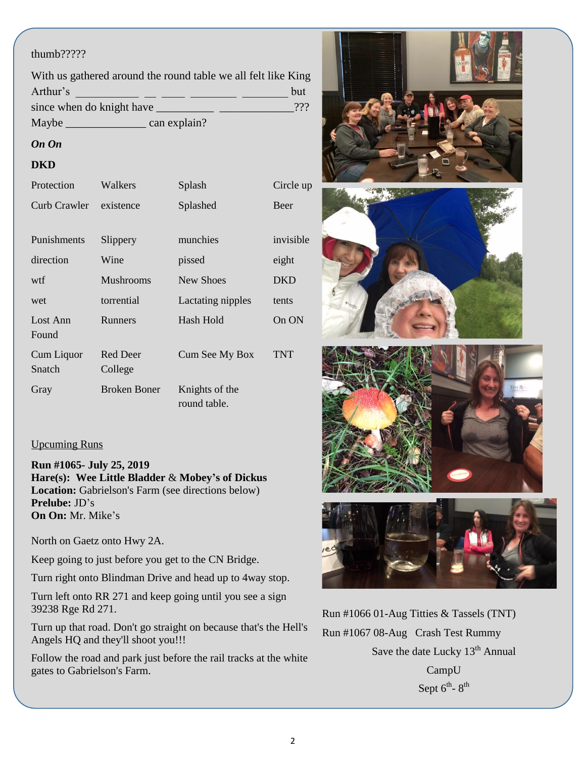thumb?????

With us gathered around the round table we all felt like King Arthur's ___________ __ ____ ________ ________ but since when do knight have __________ _____________??? Maybe ______________ can explain?

***On On***

**DKD**

| | | | |
|---|---|---|---|
| Protection | Walkers | Splash | Circle up |
| Curb Crawler | existence | Splashed | Beer |
| Punishments | Slippery | munchies | invisible |
| direction | Wine | pissed | eight |
| wtf | Mushrooms | New Shoes | DKD |
| wet | torrential | Lactating nipples | tents |
| Lost Ann Found | Runners | Hash Hold | On ON |
| Cum Liquor Snatch | Red Deer College | Cum See My Box | TNT |
| Gray | Broken Boner | Knights of the round table. | |

Upcuming Runs

**Run #1065- July 25, 2019**
**Hare(s): Wee Little Bladder** & **Mobey's of Dickus**
**Location:** Gabrielson's Farm (see directions below)
**Prelube:** JD's
**On On:** Mr. Mike's

North on Gaetz onto Hwy 2A.

Keep going to just before you get to the CN Bridge.

Turn right onto Blindman Drive and head up to 4way stop.

Turn left onto RR 271 and keep going until you see a sign 39238 Rge Rd 271.

Turn up that road. Don't go straight on because that's the Hell's Angels HQ and they'll shoot you!!!

Follow the road and park just before the rail tracks at the white gates to Gabrielson's Farm.

Run #1066 01-Aug Titties & Tassels (TNT)

Run #1067 08-Aug Crash Test Rummy

Save the date Lucky 13th Annual

CampU

Sept 6th- 8th